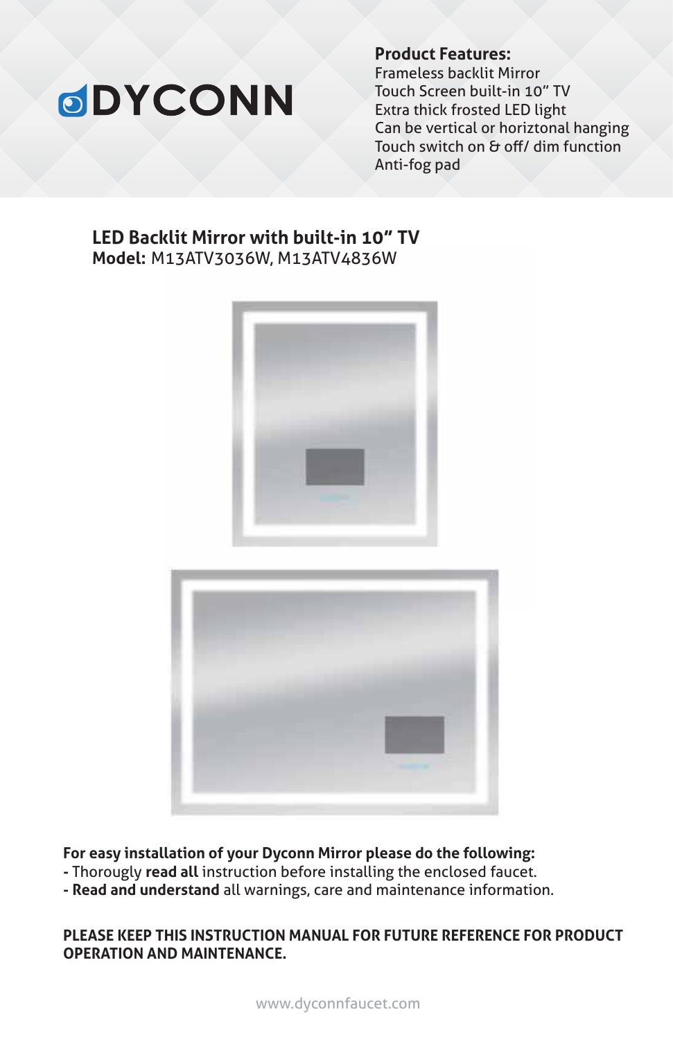# DYCONN

**Product Features:**
Frameless backlit Mirror
Touch Screen built-in 10" TV
Extra thick frosted LED light
Can be vertical or horiztonal hanging
Touch switch on & off/ dim function
Anti-fog pad

## LED Backlit Mirror with built-in 10" TV

**Model:** M13ATV3036W, M13ATV4836W

**For easy installation of your Dyconn Mirror please do the following:**

- Thorougly **read all** instruction before installing the enclosed faucet.
- **Read and understand** all warnings, care and maintenance information.

**PLEASE KEEP THIS INSTRUCTION MANUAL FOR FUTURE REFERENCE FOR PRODUCT OPERATION AND MAINTENANCE.**

www.dyconnfaucet.com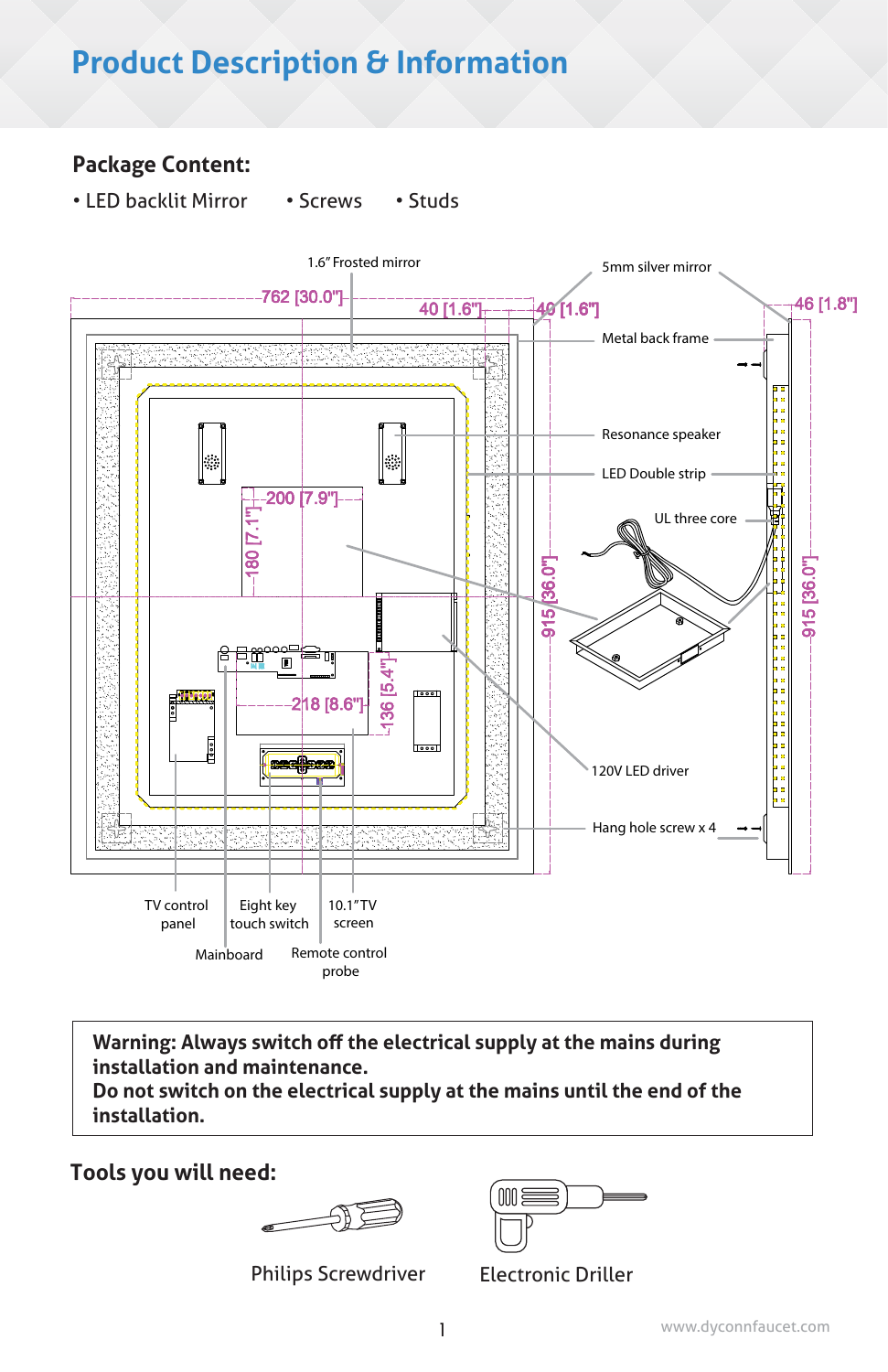# Product Description & Information

## Package Content:

- LED backlit Mirror
- Screws
- Studs

1.6" Frosted mirror

762 [30.0"]

40 [1.6"]

40 [1.6"]

5mm silver mirror

46 [1.8"]

Metal back frame

Resonance speaker

LED Double strip

200 [7.9"]

180 [7.1"]

UL three core

915 [36.0"]

915 [36.0"]

218 [8.6"]

136 [5.4"]

120V LED driver

Hang hole screw x 4

TV control panel

Eight key touch switch

10.1" TV screen

Mainboard

Remote control probe

**Warning: Always switch off the electrical supply at the mains during installation and maintenance.**
**Do not switch on the electrical supply at the mains until the end of the installation.**

## Tools you will need:

Philips Screwdriver

Electronic Driller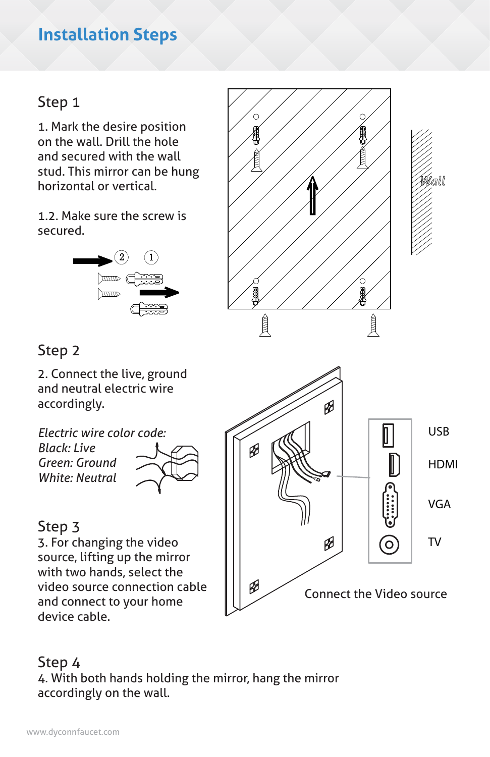# Installation Steps

## Step 1

1. Mark the desire position on the wall. Drill the hole and secured with the wall stud. This mirror can be hung horizontal or vertical.

1.2. Make sure the screw is secured.

Wall

## Step 2

2. Connect the live, ground and neutral electric wire accordingly.

*Electric wire color code:*
*Black: Live*
*Green: Ground*
*White: Neutral*

USB

HDMI

VGA

TV

Connect the Video source

## Step 3

3. For changing the video source, lifting up the mirror with two hands, select the video source connection cable and connect to your home device cable.

## Step 4

4. With both hands holding the mirror, hang the mirror accordingly on the wall.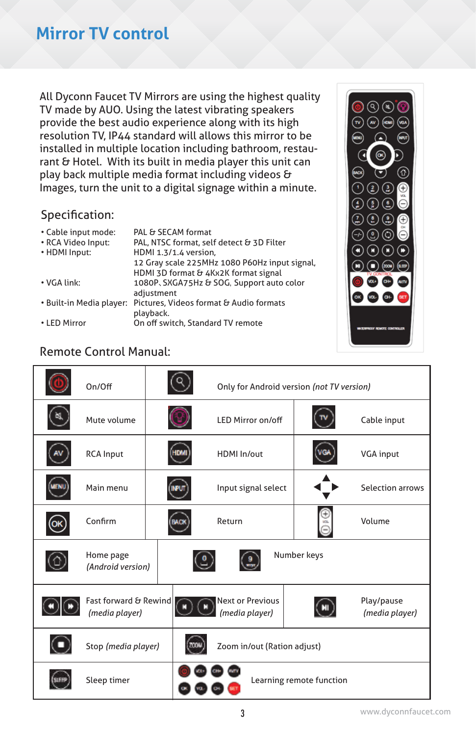# Mirror TV control

All Dyconn Faucet TV Mirrors are using the highest quality TV made by AUO. Using the latest vibrating speakers provide the best audio experience along with its high resolution TV, IP44 standard will allows this mirror to be installed in multiple location including bathroom, restaurant & Hotel. With its built in media player this unit can play back multiple media format including videos & Images, turn the unit to a digital signage within a minute.

## Specification:

- Cable input mode: PAL & SECAM format
- RCA Video Input: PAL, NTSC format, self detect & 3D Filter
- HDMI Input: HDMI 1.3/1.4 version, 12 Gray scale 225MHz 1080 P60Hz input signal, HDMI 3D format & 4Kx2K format signal
- VGA link: 1080P、SXGA75Hz & SOG, Support auto color adjustment
- Built-in Media player: Pictures, Videos format & Audio formats playback.
- LED Mirror: On off switch, Standard TV remote

## Remote Control Manual:

| Button | Function | Button | Function | Button | Function |
|---|---|---|---|---|---|
| | On/Off | | Only for Android version *(not TV version)* | | |
| | Mute volume | | LED Mirror on/off | | Cable input |
| | RCA Input | | HDMI In/out | | VGA input |
| | Main menu | | Input signal select | | Selection arrows |
| | Confirm | | Return | | Volume |
| | Home page *(Android version)* | | Number keys | | |
| | Fast forward & Rewind *(media player)* | | Next or Previous *(media player)* | | Play/pause *(media player)* |
| | Stop *(media player)* | | Zoom in/out (Ration adjust) | | |
| | Sleep timer | | Learning remote function | | |

www.dyconnfaucet.com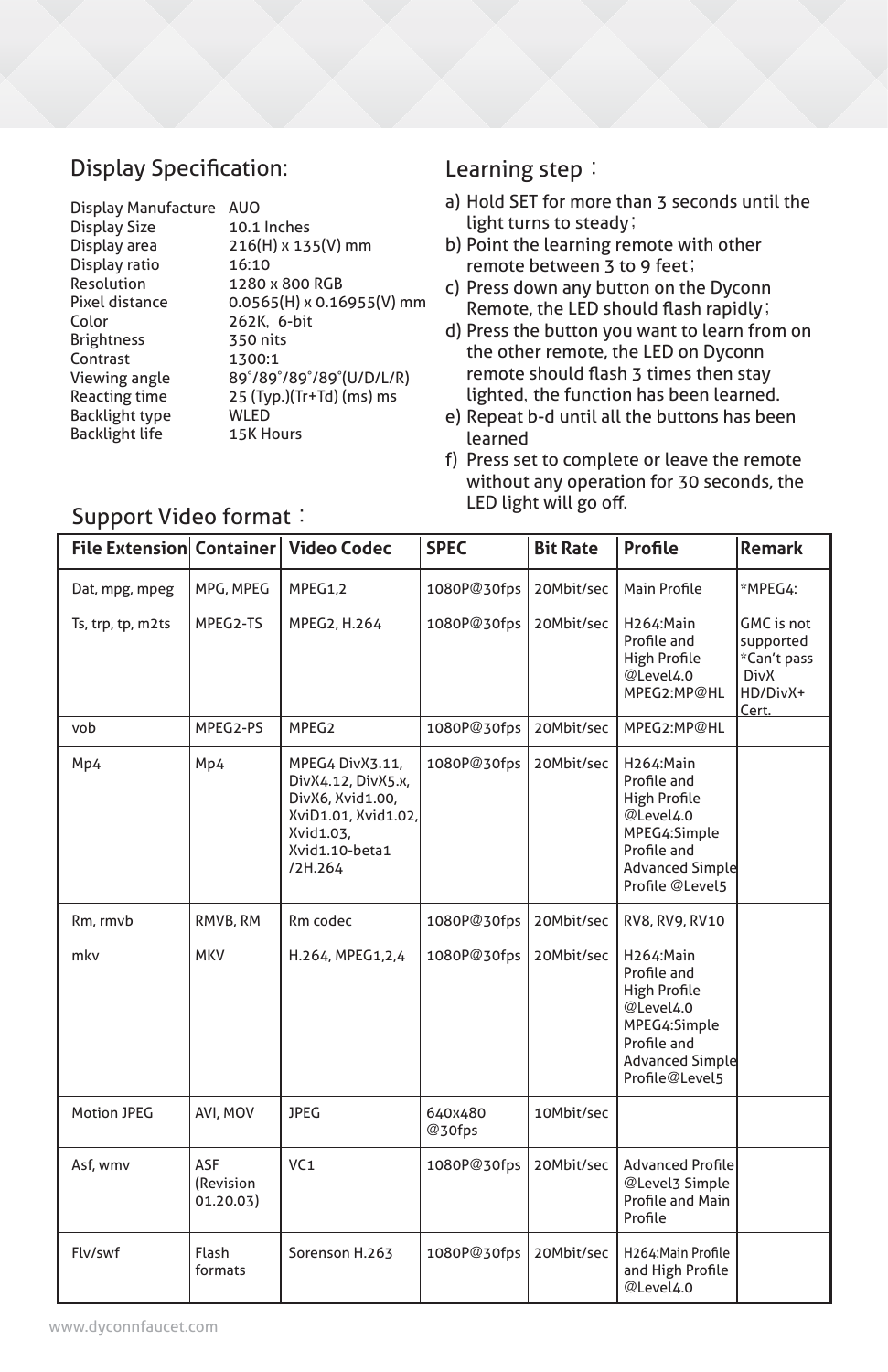## Display Specification:

| | |
|---|---|
| Display Manufacture | AUO |
| Display Size | 10.1 Inches |
| Display area | 216(H) x 135(V) mm |
| Display ratio | 16:10 |
| Resolution | 1280 x 800 RGB |
| Pixel distance | 0.0565(H) x 0.16955(V) mm |
| Color | 262K, 6-bit |
| Brightness | 350 nits |
| Contrast | 1300:1 |
| Viewing angle | 89°/89°/89°/89°(U/D/L/R) |
| Reacting time | 25 (Typ.)(Tr+Td) (ms) ms |
| Backlight type | WLED |
| Backlight life | 15K Hours |

## Learning step：

a) Hold SET for more than 3 seconds until the light turns to steady;
b) Point the learning remote with other remote between 3 to 9 feet;
c) Press down any button on the Dyconn Remote, the LED should flash rapidly;
d) Press the button you want to learn from on the other remote, the LED on Dyconn remote should flash 3 times then stay lighted, the function has been learned.
e) Repeat b-d until all the buttons has been learned
f) Press set to complete or leave the remote without any operation for 30 seconds, the LED light will go off.

## Support Video format：

| File Extension | Container | Video Codec | SPEC | Bit Rate | Profile | Remark |
|---|---|---|---|---|---|---|
| Dat, mpg, mpeg | MPG, MPEG | MPEG1,2 | 1080P@30fps | 20Mbit/sec | Main Profile | *MPEG4: |
| Ts, trp, tp, m2ts | MPEG2-TS | MPEG2, H.264 | 1080P@30fps | 20Mbit/sec | H264:Main Profile and High Profile @Level4.0 MPEG2:MP@HL | GMC is not supported *Can't pass DivX HD/DivX+ Cert. |
| vob | MPEG2-PS | MPEG2 | 1080P@30fps | 20Mbit/sec | MPEG2:MP@HL | |
| Mp4 | Mp4 | MPEG4 DivX3.11, DivX4.12, DivX5.x, DivX6, Xvid1.00, XviD1.01, Xvid1.02, Xvid1.03, Xvid1.10-beta1 /2H.264 | 1080P@30fps | 20Mbit/sec | H264:Main Profile and High Profile @Level4.0 MPEG4:Simple Profile and Advanced Simple Profile @Level5 | |
| Rm, rmvb | RMVB, RM | Rm codec | 1080P@30fps | 20Mbit/sec | RV8, RV9, RV10 | |
| mkv | MKV | H.264, MPEG1,2,4 | 1080P@30fps | 20Mbit/sec | H264:Main Profile and High Profile @Level4.0 MPEG4:Simple Profile and Advanced Simple Profile@Level5 | |
| Motion JPEG | AVI, MOV | JPEG | 640x480 @30fps | 10Mbit/sec | | |
| Asf, wmv | ASF (Revision 01.20.03) | VC1 | 1080P@30fps | 20Mbit/sec | Advanced Profile @Level3 Simple Profile and Main Profile | |
| Flv/swf | Flash formats | Sorenson H.263 | 1080P@30fps | 20Mbit/sec | H264:Main Profile and High Profile @Level4.0 | |

www.dyconnfaucet.com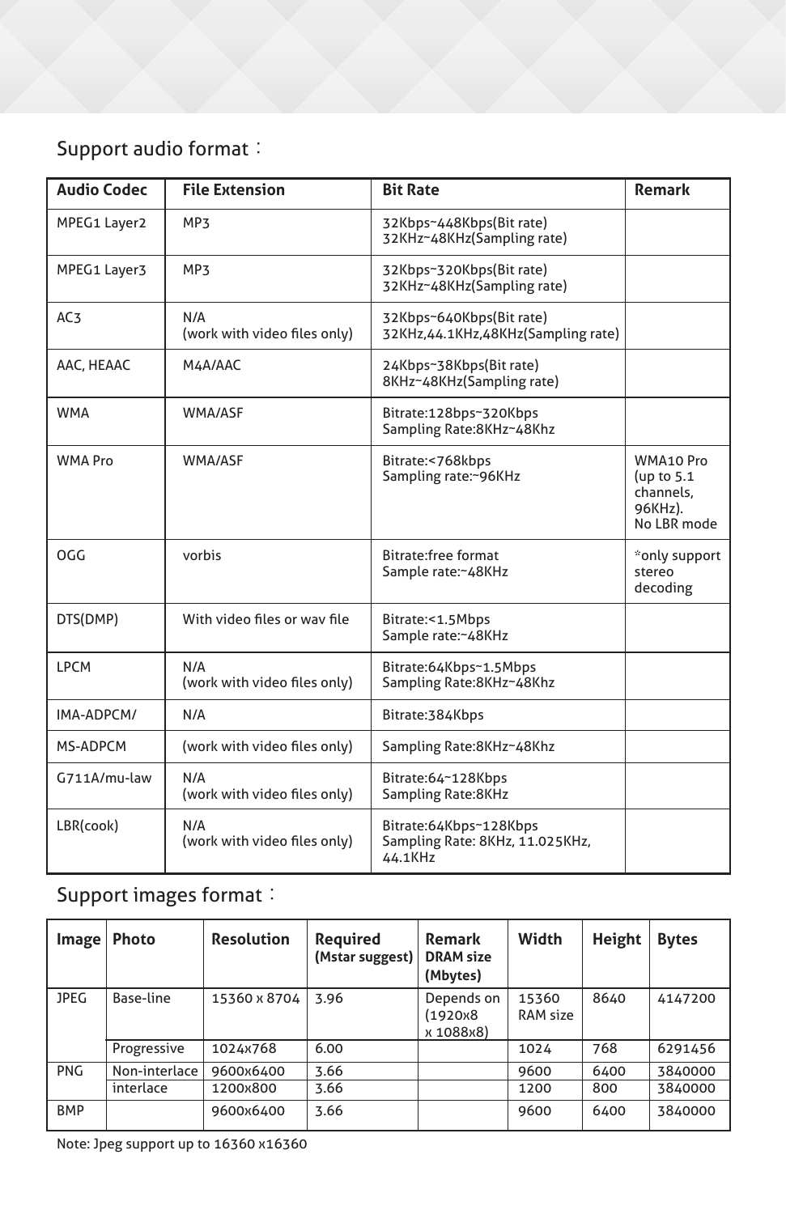Support audio format：

| Audio Codec | File Extension | Bit Rate | Remark |
|---|---|---|---|
| MPEG1 Layer2 | MP3 | 32Kbps~448Kbps(Bit rate)<br>32KHz~48KHz(Sampling rate) | |
| MPEG1 Layer3 | MP3 | 32Kbps~320Kbps(Bit rate)<br>32KHz~48KHz(Sampling rate) | |
| AC3 | N/A<br>(work with video files only) | 32Kbps~640Kbps(Bit rate)<br>32KHz,44.1KHz,48KHz(Sampling rate) | |
| AAC, HEAAC | M4A/AAC | 24Kbps~38Kbps(Bit rate)<br>8KHz~48KHz(Sampling rate) | |
| WMA | WMA/ASF | Bitrate:128bps~320Kbps<br>Sampling Rate:8KHz~48Khz | |
| WMA Pro | WMA/ASF | Bitrate:<768kbps<br>Sampling rate:~96KHz | WMA10 Pro (up to 5.1 channels, 96KHz). No LBR mode |
| OGG | vorbis | Bitrate:free format<br>Sample rate:~48KHz | *only support stereo decoding |
| DTS(DMP) | With video files or wav file | Bitrate:<1.5Mbps<br>Sample rate:~48KHz | |
| LPCM | N/A<br>(work with video files only) | Bitrate:64Kbps~1.5Mbps<br>Sampling Rate:8KHz~48Khz | |
| IMA-ADPCM/ | N/A | Bitrate:384Kbps | |
| MS-ADPCM | (work with video files only) | Sampling Rate:8KHz~48Khz | |
| G711A/mu-law | N/A<br>(work with video files only) | Bitrate:64~128Kbps<br>Sampling Rate:8KHz | |
| LBR(cook) | N/A<br>(work with video files only) | Bitrate:64Kbps~128Kbps<br>Sampling Rate: 8KHz, 11.025KHz, 44.1KHz | |

Support images format：

| Image | Photo | Resolution | Required (Mstar suggest) | Remark DRAM size (Mbytes) | Width | Height | Bytes |
|---|---|---|---|---|---|---|---|
| JPEG | Base-line | 15360 x 8704 | 3.96 | Depends on (1920x8 x 1088x8) | 15360 RAM size | 8640 | 4147200 |
| | Progressive | 1024x768 | 6.00 | | 1024 | 768 | 6291456 |
| PNG | Non-interlace | 9600x6400 | 3.66 | | 9600 | 6400 | 3840000 |
| | interlace | 1200x800 | 3.66 | | 1200 | 800 | 3840000 |
| BMP | | 9600x6400 | 3.66 | | 9600 | 6400 | 3840000 |

Note: Jpeg support up to 16360 x16360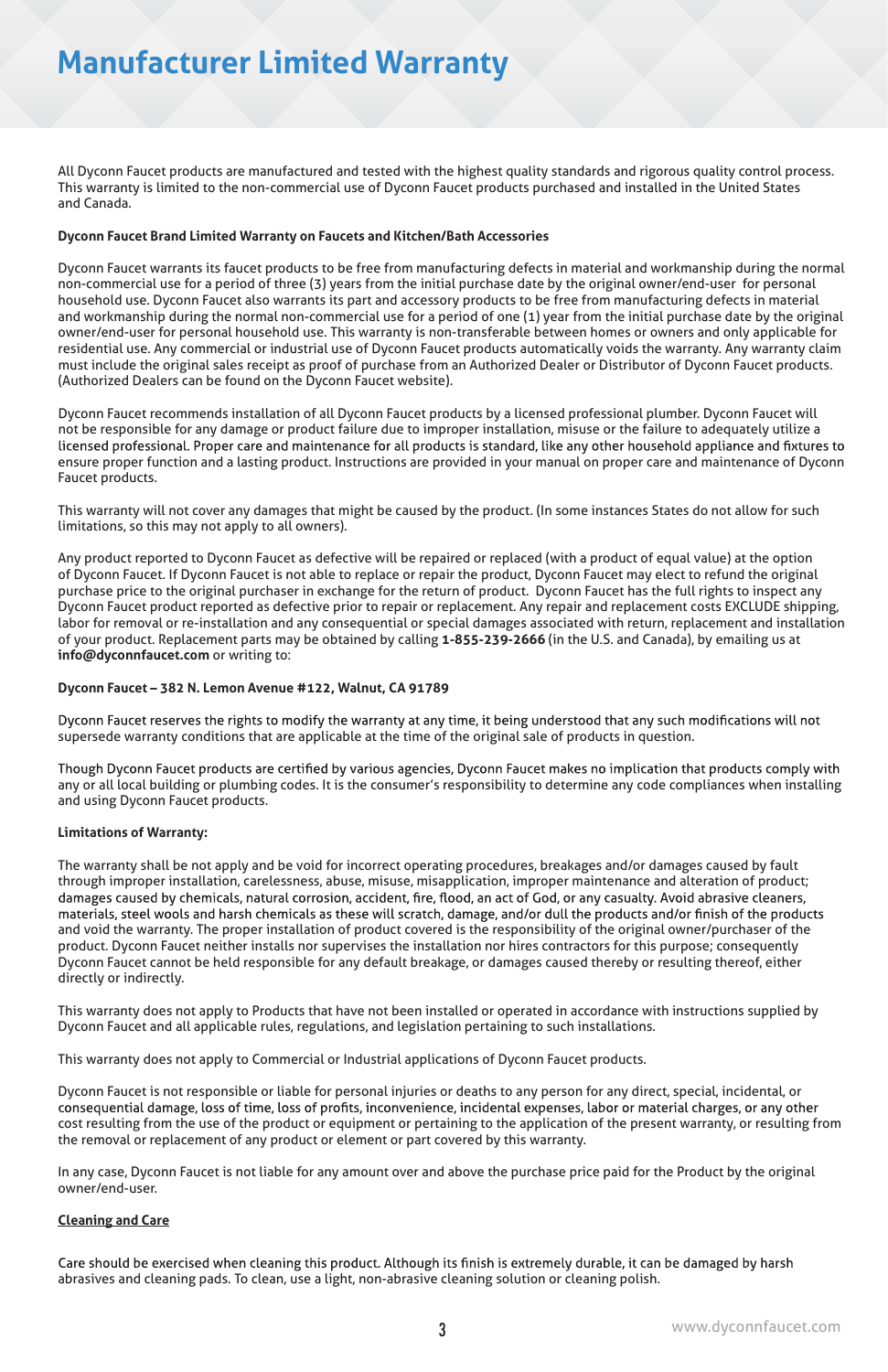# Manufacturer Limited Warranty

All Dyconn Faucet products are manufactured and tested with the highest quality standards and rigorous quality control process. This warranty is limited to the non-commercial use of Dyconn Faucet products purchased and installed in the United States and Canada.

**Dyconn Faucet Brand Limited Warranty on Faucets and Kitchen/Bath Accessories**

Dyconn Faucet warrants its faucet products to be free from manufacturing defects in material and workmanship during the normal non-commercial use for a period of three (3) years from the initial purchase date by the original owner/end-user for personal household use. Dyconn Faucet also warrants its part and accessory products to be free from manufacturing defects in material and workmanship during the normal non-commercial use for a period of one (1) year from the initial purchase date by the original owner/end-user for personal household use. This warranty is non-transferable between homes or owners and only applicable for residential use. Any commercial or industrial use of Dyconn Faucet products automatically voids the warranty. Any warranty claim must include the original sales receipt as proof of purchase from an Authorized Dealer or Distributor of Dyconn Faucet products. (Authorized Dealers can be found on the Dyconn Faucet website).

Dyconn Faucet recommends installation of all Dyconn Faucet products by a licensed professional plumber. Dyconn Faucet will not be responsible for any damage or product failure due to improper installation, misuse or the failure to adequately utilize a licensed professional. Proper care and maintenance for all products is standard, like any other household appliance and fixtures to ensure proper function and a lasting product. Instructions are provided in your manual on proper care and maintenance of Dyconn Faucet products.

This warranty will not cover any damages that might be caused by the product. (In some instances States do not allow for such limitations, so this may not apply to all owners).

Any product reported to Dyconn Faucet as defective will be repaired or replaced (with a product of equal value) at the option of Dyconn Faucet. If Dyconn Faucet is not able to replace or repair the product, Dyconn Faucet may elect to refund the original purchase price to the original purchaser in exchange for the return of product. Dyconn Faucet has the full rights to inspect any Dyconn Faucet product reported as defective prior to repair or replacement. Any repair and replacement costs EXCLUDE shipping, labor for removal or re-installation and any consequential or special damages associated with return, replacement and installation of your product. Replacement parts may be obtained by calling **1-855-239-2666** (in the U.S. and Canada), by emailing us at **info@dyconnfaucet.com** or writing to:

**Dyconn Faucet – 382 N. Lemon Avenue #122, Walnut, CA 91789**

Dyconn Faucet reserves the rights to modify the warranty at any time, it being understood that any such modifications will not supersede warranty conditions that are applicable at the time of the original sale of products in question.

Though Dyconn Faucet products are certified by various agencies, Dyconn Faucet makes no implication that products comply with any or all local building or plumbing codes. It is the consumer's responsibility to determine any code compliances when installing and using Dyconn Faucet products.

**Limitations of Warranty:**

The warranty shall be not apply and be void for incorrect operating procedures, breakages and/or damages caused by fault through improper installation, carelessness, abuse, misuse, misapplication, improper maintenance and alteration of product; damages caused by chemicals, natural corrosion, accident, fire, flood, an act of God, or any casualty. Avoid abrasive cleaners, materials, steel wools and harsh chemicals as these will scratch, damage, and/or dull the products and/or finish of the products and void the warranty. The proper installation of product covered is the responsibility of the original owner/purchaser of the product. Dyconn Faucet neither installs nor supervises the installation nor hires contractors for this purpose; consequently Dyconn Faucet cannot be held responsible for any default breakage, or damages caused thereby or resulting thereof, either directly or indirectly.

This warranty does not apply to Products that have not been installed or operated in accordance with instructions supplied by Dyconn Faucet and all applicable rules, regulations, and legislation pertaining to such installations.

This warranty does not apply to Commercial or Industrial applications of Dyconn Faucet products.

Dyconn Faucet is not responsible or liable for personal injuries or deaths to any person for any direct, special, incidental, or consequential damage, loss of time, loss of profits, inconvenience, incidental expenses, labor or material charges, or any other cost resulting from the use of the product or equipment or pertaining to the application of the present warranty, or resulting from the removal or replacement of any product or element or part covered by this warranty.

In any case, Dyconn Faucet is not liable for any amount over and above the purchase price paid for the Product by the original owner/end-user.

**Cleaning and Care**

Care should be exercised when cleaning this product. Although its finish is extremely durable, it can be damaged by harsh abrasives and cleaning pads. To clean, use a light, non-abrasive cleaning solution or cleaning polish.